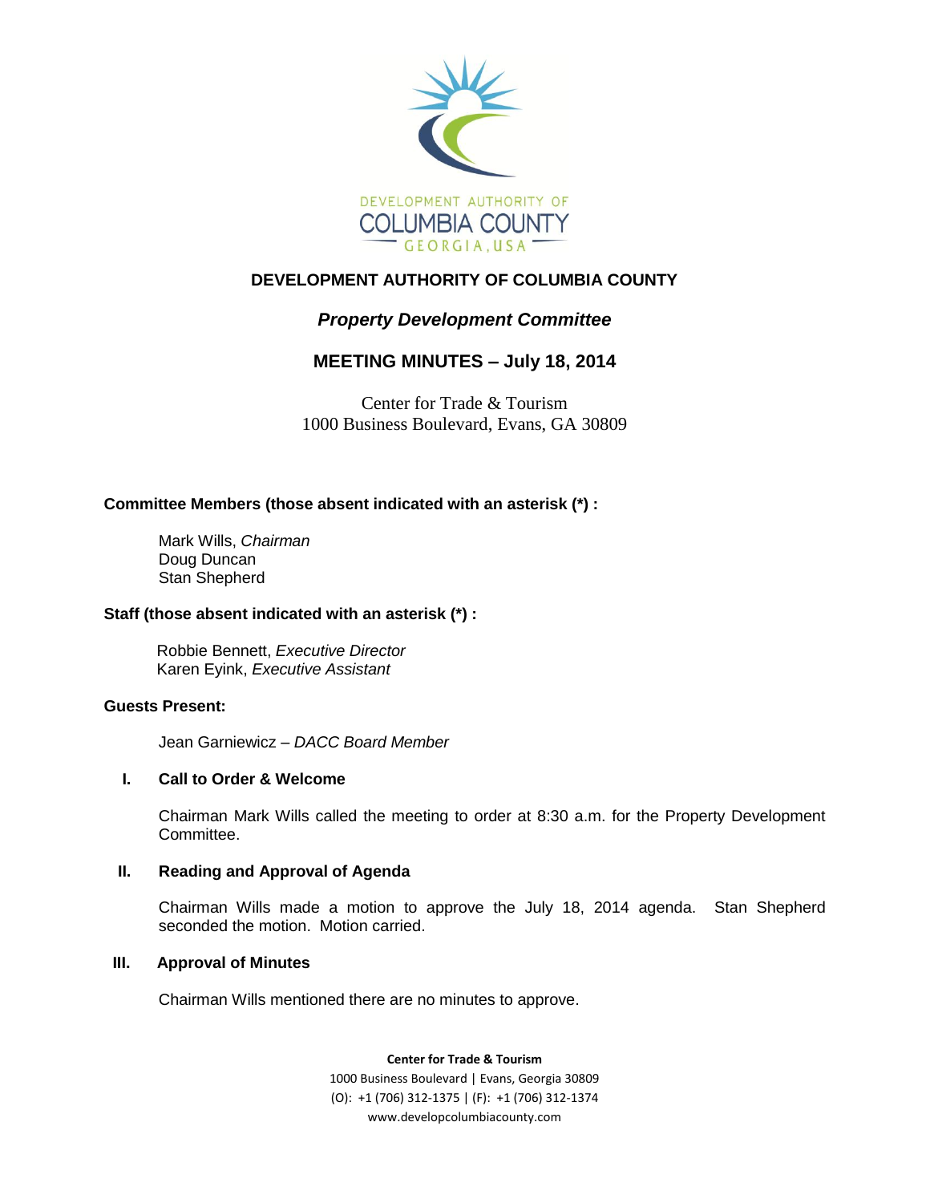DEVELOPMENT AUTHORITY OF COLUMBIA COUNTY GEORGIA, USA

# DEVELOPMENT AUTHORITY OF COLUMBIA COUNTY

## *Property Development Committee*

## MEETING MINUTES – July 18, 2014

Center for Trade & Tourism
1000 Business Boulevard, Evans, GA 30809

**Committee Members (those absent indicated with an asterisk (*) :**

Mark Wills, *Chairman*
Doug Duncan
Stan Shepherd

**Staff (those absent indicated with an asterisk (*) :**

Robbie Bennett, *Executive Director*
Karen Eyink, *Executive Assistant*

**Guests Present:**

Jean Garniewicz – *DACC Board Member*

**I. Call to Order & Welcome**

Chairman Mark Wills called the meeting to order at 8:30 a.m. for the Property Development Committee.

**II. Reading and Approval of Agenda**

Chairman Wills made a motion to approve the July 18, 2014 agenda. Stan Shepherd seconded the motion. Motion carried.

**III. Approval of Minutes**

Chairman Wills mentioned there are no minutes to approve.

**Center for Trade & Tourism**
1000 Business Boulevard | Evans, Georgia 30809
(O): +1 (706) 312-1375 | (F): +1 (706) 312-1374
www.developcolumbiacounty.com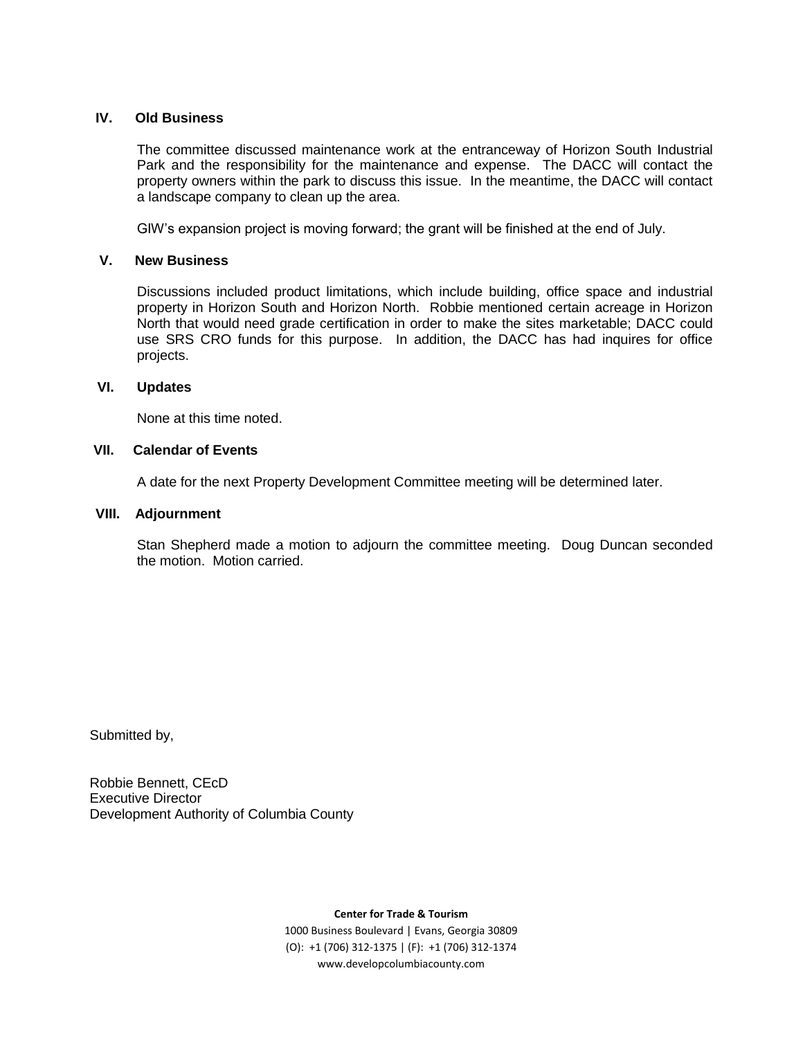## IV. Old Business

The committee discussed maintenance work at the entranceway of Horizon South Industrial Park and the responsibility for the maintenance and expense. The DACC will contact the property owners within the park to discuss this issue. In the meantime, the DACC will contact a landscape company to clean up the area.

GIW's expansion project is moving forward; the grant will be finished at the end of July.

## V. New Business

Discussions included product limitations, which include building, office space and industrial property in Horizon South and Horizon North. Robbie mentioned certain acreage in Horizon North that would need grade certification in order to make the sites marketable; DACC could use SRS CRO funds for this purpose. In addition, the DACC has had inquires for office projects.

## VI. Updates

None at this time noted.

## VII. Calendar of Events

A date for the next Property Development Committee meeting will be determined later.

## VIII. Adjournment

Stan Shepherd made a motion to adjourn the committee meeting. Doug Duncan seconded the motion. Motion carried.

Submitted by,

Robbie Bennett, CEcD
Executive Director
Development Authority of Columbia County

**Center for Trade & Tourism**
1000 Business Boulevard | Evans, Georgia 30809
(O): +1 (706) 312-1375 | (F): +1 (706) 312-1374
www.developcolumbiacounty.com